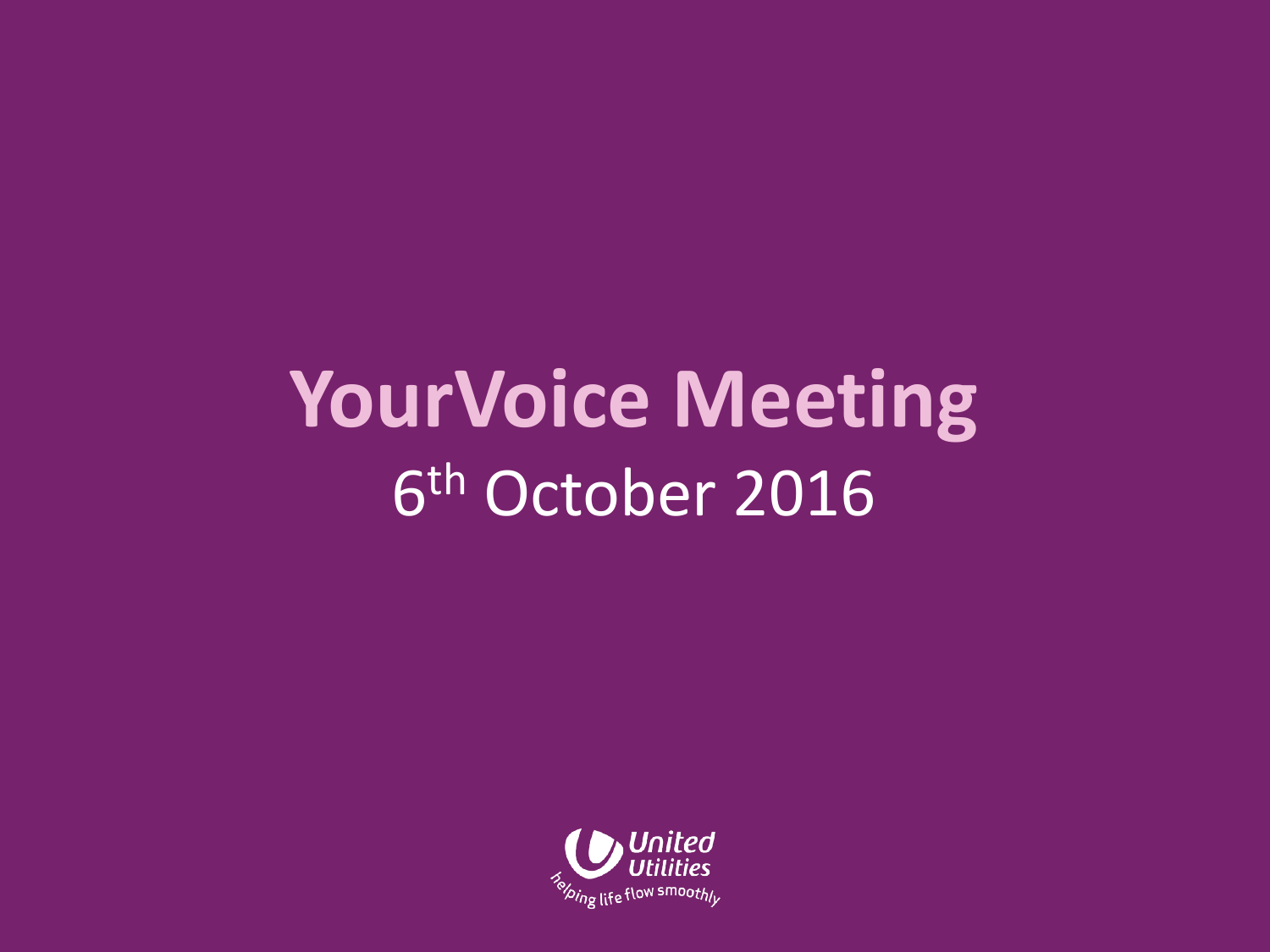# YourVoice Meeting

6th October 2016

United Utilities

helping life flow smoothly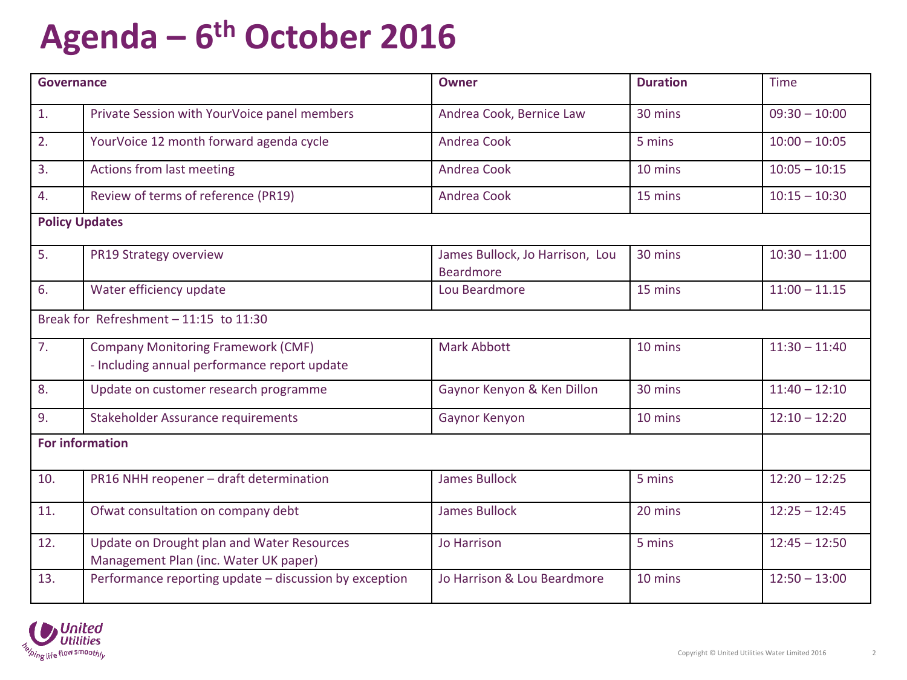# Agenda – 6th October 2016

| Governance | | Owner | Duration | Time |
|---|---|---|---|---|
| 1. | Private Session with YourVoice panel members | Andrea Cook, Bernice Law | 30 mins | 09:30 – 10:00 |
| 2. | YourVoice 12 month forward agenda cycle | Andrea Cook | 5 mins | 10:00 – 10:05 |
| 3. | Actions from last meeting | Andrea Cook | 10 mins | 10:05 – 10:15 |
| 4. | Review of terms of reference (PR19) | Andrea Cook | 15 mins | 10:15 – 10:30 |
| **Policy Updates** | | | | |
| 5. | PR19 Strategy overview | James Bullock, Jo Harrison, Lou Beardmore | 30 mins | 10:30 – 11:00 |
| 6. | Water efficiency update | Lou Beardmore | 15 mins | 11:00 – 11.15 |
| Break for Refreshment – 11:15 to 11:30 | | | | |
| 7. | Company Monitoring Framework (CMF)<br>- Including annual performance report update | Mark Abbott | 10 mins | 11:30 – 11:40 |
| 8. | Update on customer research programme | Gaynor Kenyon & Ken Dillon | 30 mins | 11:40 – 12:10 |
| 9. | Stakeholder Assurance requirements | Gaynor Kenyon | 10 mins | 12:10 – 12:20 |
| **For information** | | | | |
| 10. | PR16 NHH reopener – draft determination | James Bullock | 5 mins | 12:20 – 12:25 |
| 11. | Ofwat consultation on company debt | James Bullock | 20 mins | 12:25 – 12:45 |
| 12. | Update on Drought plan and Water Resources Management Plan (inc. Water UK paper) | Jo Harrison | 5 mins | 12:45 – 12:50 |
| 13. | Performance reporting update – discussion by exception | Jo Harrison & Lou Beardmore | 10 mins | 12:50 – 13:00 |

United Utilities
helping life flow smoothly

Copyright © United Utilities Water Limited 2016